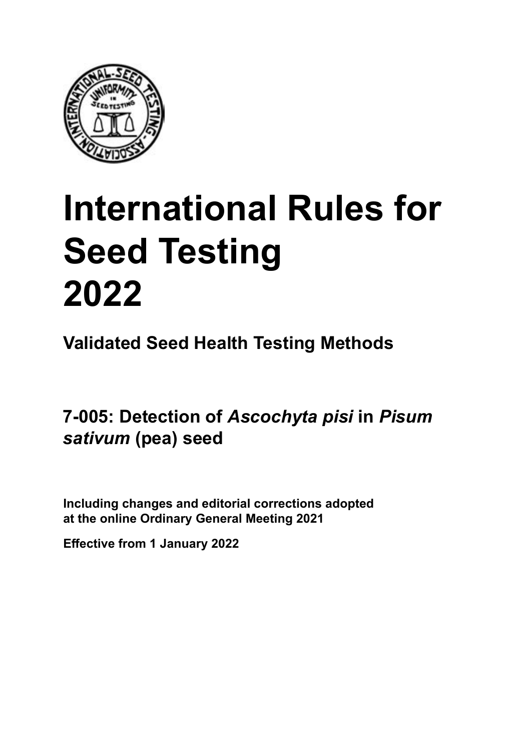# International Rules for Seed Testing 2022

## Validated Seed Health Testing Methods

## 7-005: Detection of *Ascochyta pisi* in *Pisum sativum* (pea) seed

**Including changes and editorial corrections adopted at the online Ordinary General Meeting 2021**

**Effective from 1 January 2022**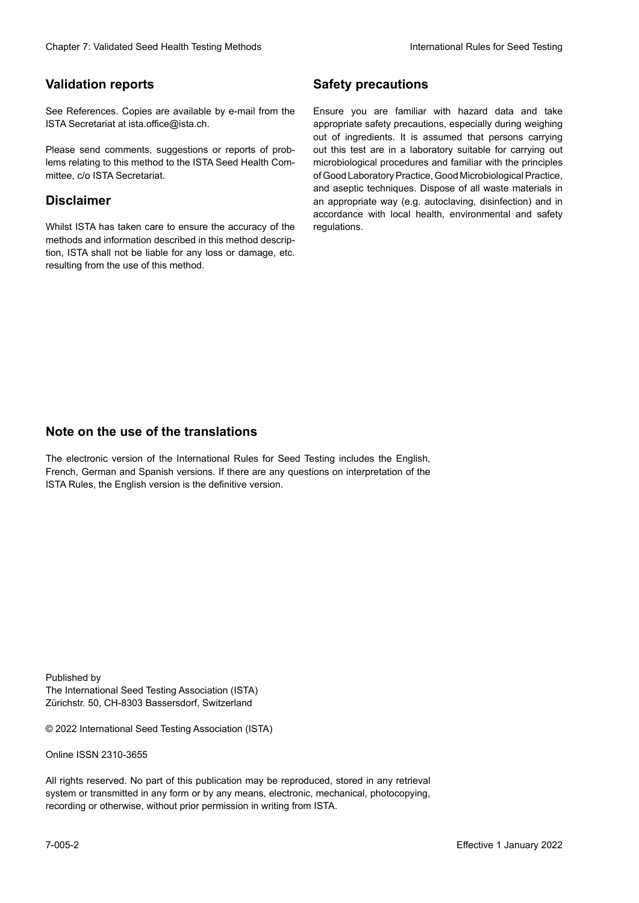## Validation reports

See References. Copies are available by e-mail from the ISTA Secretariat at ista.office@ista.ch.

Please send comments, suggestions or reports of problems relating to this method to the ISTA Seed Health Committee, c/o ISTA Secretariat.

## Disclaimer

Whilst ISTA has taken care to ensure the accuracy of the methods and information described in this method description, ISTA shall not be liable for any loss or damage, etc. resulting from the use of this method.

## Safety precautions

Ensure you are familiar with hazard data and take appropriate safety precautions, especially during weighing out of ingredients. It is assumed that persons carrying out this test are in a laboratory suitable for carrying out microbiological procedures and familiar with the principles of Good Laboratory Practice, Good Microbiological Practice, and aseptic techniques. Dispose of all waste materials in an appropriate way (e.g. autoclaving, disinfection) and in accordance with local health, environmental and safety regulations.

## Note on the use of the translations

The electronic version of the International Rules for Seed Testing includes the English, French, German and Spanish versions. If there are any questions on interpretation of the ISTA Rules, the English version is the definitive version.

Published by
The International Seed Testing Association (ISTA)
Zürichstr. 50, CH-8303 Bassersdorf, Switzerland

© 2022 International Seed Testing Association (ISTA)

Online ISSN 2310-3655

All rights reserved. No part of this publication may be reproduced, stored in any retrieval system or transmitted in any form or by any means, electronic, mechanical, photocopying, recording or otherwise, without prior permission in writing from ISTA.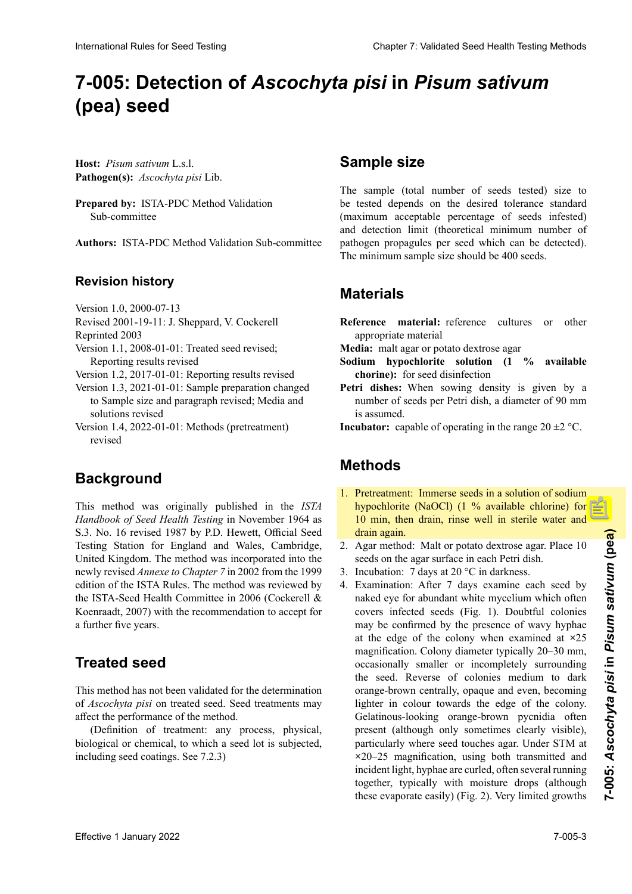# 7-005: Detection of *Ascochyta pisi* in *Pisum sativum* (pea) seed

**Host:** *Pisum sativum* L.s.l.
**Pathogen(s):** *Ascochyta pisi* Lib.

**Prepared by:** ISTA-PDC Method Validation Sub-committee

**Authors:** ISTA-PDC Method Validation Sub-committee

## Revision history

Version 1.0, 2000-07-13
Revised 2001-19-11: J. Sheppard, V. Cockerell
Reprinted 2003
Version 1.1, 2008-01-01: Treated seed revised; Reporting results revised
Version 1.2, 2017-01-01: Reporting results revised
Version 1.3, 2021-01-01: Sample preparation changed to Sample size and paragraph revised; Media and solutions revised
Version 1.4, 2022-01-01: Methods (pretreatment) revised

## Background

This method was originally published in the *ISTA Handbook of Seed Health Testing* in November 1964 as S.3. No. 16 revised 1987 by P.D. Hewett, Official Seed Testing Station for England and Wales, Cambridge, United Kingdom. The method was incorporated into the newly revised *Annexe to Chapter 7* in 2002 from the 1999 edition of the ISTA Rules. The method was reviewed by the ISTA-Seed Health Committee in 2006 (Cockerell & Koenraadt, 2007) with the recommendation to accept for a further five years.

## Treated seed

This method has not been validated for the determination of *Ascochyta pisi* on treated seed. Seed treatments may affect the performance of the method.

(Definition of treatment: any process, physical, biological or chemical, to which a seed lot is subjected, including seed coatings. See 7.2.3)

## Sample size

The sample (total number of seeds tested) size to be tested depends on the desired tolerance standard (maximum acceptable percentage of seeds infested) and detection limit (theoretical minimum number of pathogen propagules per seed which can be detected). The minimum sample size should be 400 seeds.

## Materials

**Reference material:** reference cultures or other appropriate material
**Media:** malt agar or potato dextrose agar
**Sodium hypochlorite solution (1 % available chorine):** for seed disinfection
**Petri dishes:** When sowing density is given by a number of seeds per Petri dish, a diameter of 90 mm is assumed.
**Incubator:** capable of operating in the range 20 ±2 °C.

## Methods

1. Pretreatment: Immerse seeds in a solution of sodium hypochlorite (NaOCl) (1 % available chlorine) for 10 min, then drain, rinse well in sterile water and drain again.
2. Agar method: Malt or potato dextrose agar. Place 10 seeds on the agar surface in each Petri dish.
3. Incubation: 7 days at 20 °C in darkness.
4. Examination: After 7 days examine each seed by naked eye for abundant white mycelium which often covers infected seeds (Fig. 1). Doubtful colonies may be confirmed by the presence of wavy hyphae at the edge of the colony when examined at ×25 magnification. Colony diameter typically 20–30 mm, occasionally smaller or incompletely surrounding the seed. Reverse of colonies medium to dark orange-brown centrally, opaque and even, becoming lighter in colour towards the edge of the colony. Gelatinous-looking orange-brown pycnidia often present (although only sometimes clearly visible), particularly where seed touches agar. Under STM at ×20–25 magnification, using both transmitted and incident light, hyphae are curled, often several running together, typically with moisture drops (although these evaporate easily) (Fig. 2). Very limited growths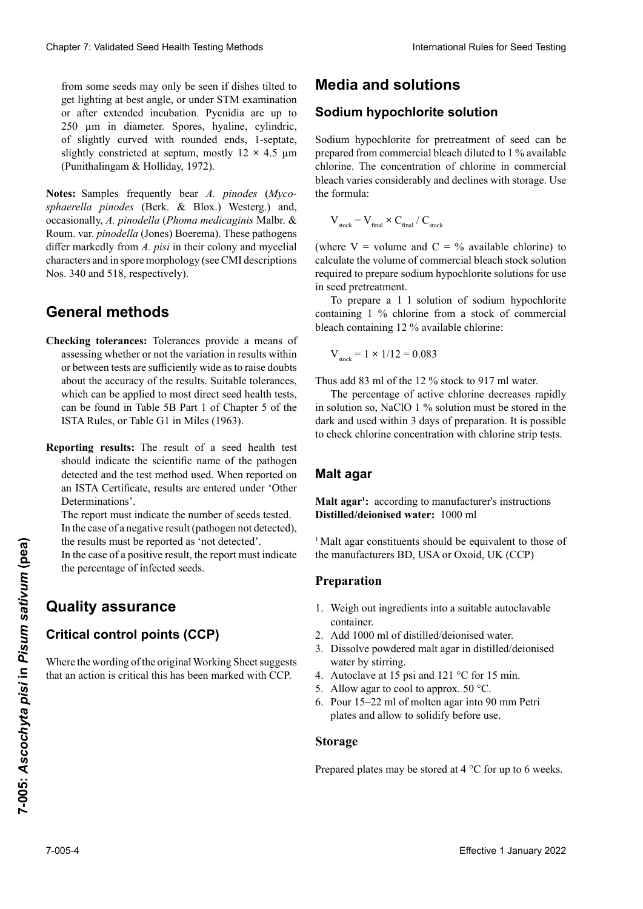from some seeds may only be seen if dishes tilted to get lighting at best angle, or under STM examination or after extended incubation. Pycnidia are up to 250 µm in diameter. Spores, hyaline, cylindric, of slightly curved with rounded ends, 1-septate, slightly constricted at septum, mostly 12 × 4.5 µm (Punithalingam & Holliday, 1972).

**Notes:** Samples frequently bear *A. pinodes* (*Mycosphaerella pinodes* (Berk. & Blox.) Westerg.) and, occasionally, *A. pinodella* (*Phoma medicaginis* Malbr. & Roum. var. *pinodella* (Jones) Boerema). These pathogens differ markedly from *A. pisi* in their colony and mycelial characters and in spore morphology (see CMI descriptions Nos. 340 and 518, respectively).

## General methods

**Checking tolerances:** Tolerances provide a means of assessing whether or not the variation in results within or between tests are sufficiently wide as to raise doubts about the accuracy of the results. Suitable tolerances, which can be applied to most direct seed health tests, can be found in Table 5B Part 1 of Chapter 5 of the ISTA Rules, or Table G1 in Miles (1963).

**Reporting results:** The result of a seed health test should indicate the scientific name of the pathogen detected and the test method used. When reported on an ISTA Certificate, results are entered under 'Other Determinations'.

The report must indicate the number of seeds tested.

In the case of a negative result (pathogen not detected), the results must be reported as 'not detected'.

In the case of a positive result, the report must indicate the percentage of infected seeds.

## Quality assurance

### Critical control points (CCP)

Where the wording of the original Working Sheet suggests that an action is critical this has been marked with CCP.

## Media and solutions

### Sodium hypochlorite solution

Sodium hypochlorite for pretreatment of seed can be prepared from commercial bleach diluted to 1 % available chlorine. The concentration of chlorine in commercial bleach varies considerably and declines with storage. Use the formula:

$$V_{stock} = V_{final} \times C_{final} / C_{stock}$$

(where V = volume and C = % available chlorine) to calculate the volume of commercial bleach stock solution required to prepare sodium hypochlorite solutions for use in seed pretreatment.

To prepare a 1 l solution of sodium hypochlorite containing 1 % chlorine from a stock of commercial bleach containing 12 % available chlorine:

$$V_{stock} = 1 \times 1/12 = 0.083$$

Thus add 83 ml of the 12 % stock to 917 ml water.

The percentage of active chlorine decreases rapidly in solution so, NaClO 1 % solution must be stored in the dark and used within 3 days of preparation. It is possible to check chlorine concentration with chlorine strip tests.

### Malt agar

**Malt agar[1]:** according to manufacturer's instructions
**Distilled/deionised water:** 1000 ml

[1] Malt agar constituents should be equivalent to those of the manufacturers BD, USA or Oxoid, UK (CCP)

#### Preparation

1. Weigh out ingredients into a suitable autoclavable container.
2. Add 1000 ml of distilled/deionised water.
3. Dissolve powdered malt agar in distilled/deionised water by stirring.
4. Autoclave at 15 psi and 121 °C for 15 min.
5. Allow agar to cool to approx. 50 °C.
6. Pour 15–22 ml of molten agar into 90 mm Petri plates and allow to solidify before use.

#### Storage

Prepared plates may be stored at 4 °C for up to 6 weeks.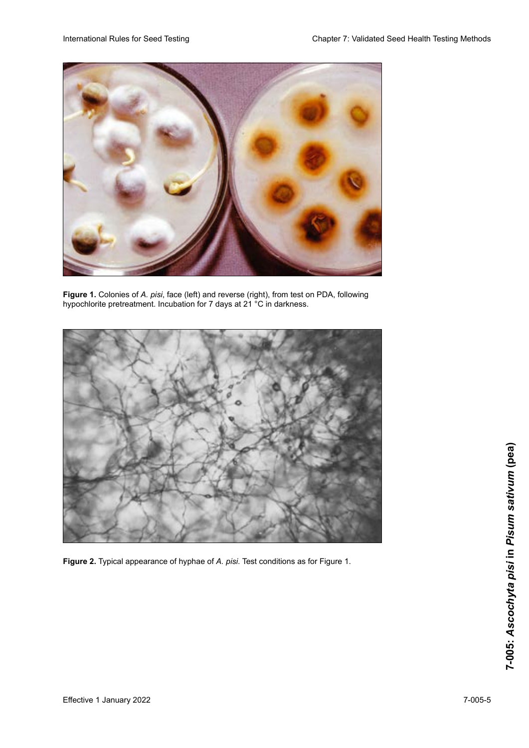**Figure 1.** Colonies of *A. pisi*, face (left) and reverse (right), from test on PDA, following hypochlorite pretreatment. Incubation for 7 days at 21 °C in darkness.

**Figure 2.** Typical appearance of hyphae of *A. pisi.* Test conditions as for Figure 1.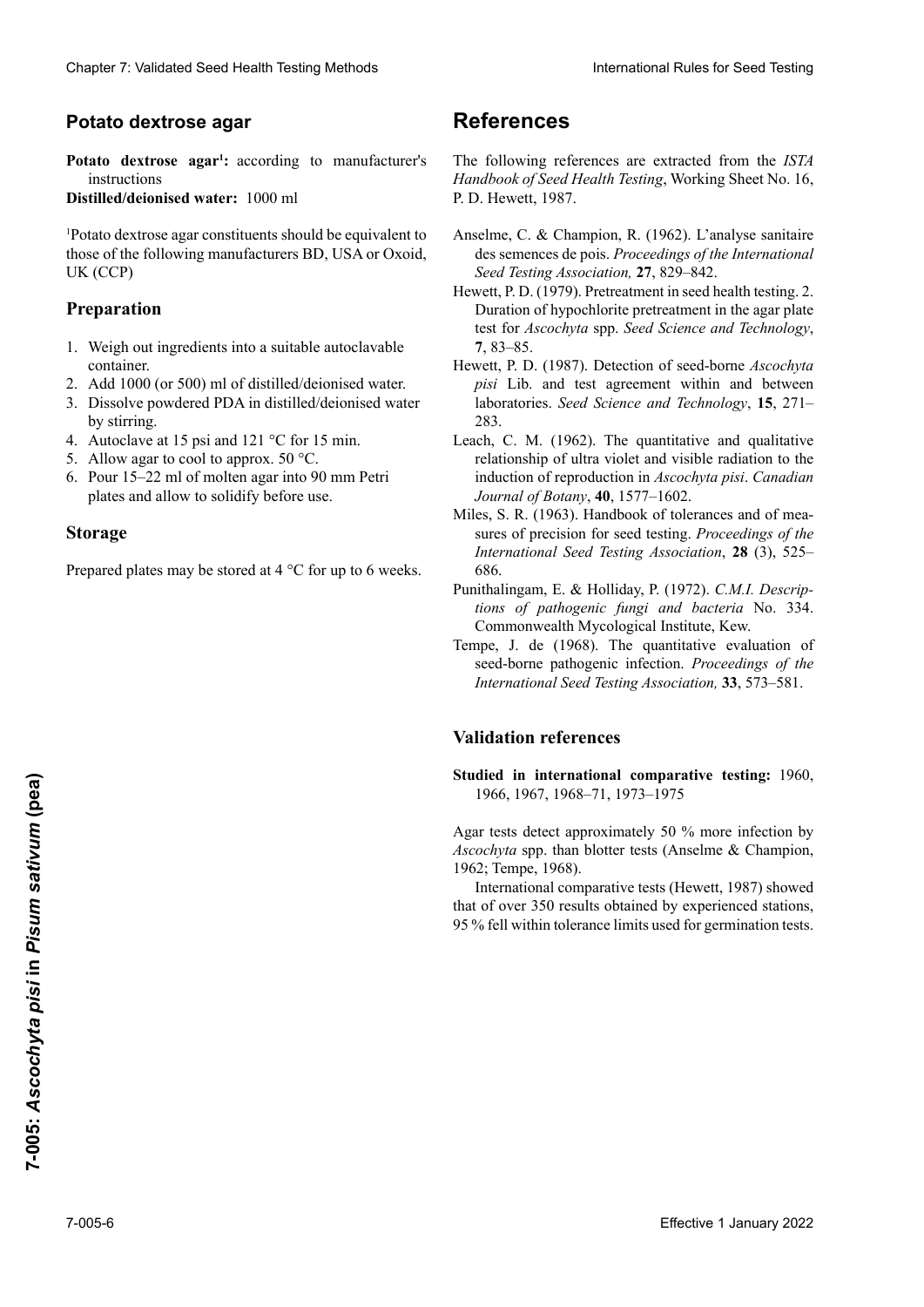## Potato dextrose agar

**Potato dextrose agar[1]:** according to manufacturer's instructions
**Distilled/deionised water:** 1000 ml

[1]Potato dextrose agar constituents should be equivalent to those of the following manufacturers BD, USA or Oxoid, UK (CCP)

### Preparation

1. Weigh out ingredients into a suitable autoclavable container.
2. Add 1000 (or 500) ml of distilled/deionised water.
3. Dissolve powdered PDA in distilled/deionised water by stirring.
4. Autoclave at 15 psi and 121 °C for 15 min.
5. Allow agar to cool to approx. 50 °C.
6. Pour 15–22 ml of molten agar into 90 mm Petri plates and allow to solidify before use.

### Storage

Prepared plates may be stored at 4 °C for up to 6 weeks.

# References

The following references are extracted from the *ISTA Handbook of Seed Health Testing*, Working Sheet No. 16, P. D. Hewett, 1987.

Anselme, C. & Champion, R. (1962). L'analyse sanitaire des semences de pois. *Proceedings of the International Seed Testing Association,* **27**, 829–842.

Hewett, P. D. (1979). Pretreatment in seed health testing. 2. Duration of hypochlorite pretreatment in the agar plate test for *Ascochyta* spp. *Seed Science and Technology*, **7**, 83–85.

Hewett, P. D. (1987). Detection of seed-borne *Ascochyta pisi* Lib. and test agreement within and between laboratories. *Seed Science and Technology*, **15**, 271–283.

Leach, C. M. (1962). The quantitative and qualitative relationship of ultra violet and visible radiation to the induction of reproduction in *Ascochyta pisi*. *Canadian Journal of Botany*, **40**, 1577–1602.

Miles, S. R. (1963). Handbook of tolerances and of measures of precision for seed testing. *Proceedings of the International Seed Testing Association*, **28** (3), 525–686.

Punithalingam, E. & Holliday, P. (1972). *C.M.I. Descriptions of pathogenic fungi and bacteria* No. 334. Commonwealth Mycological Institute, Kew.

Tempe, J. de (1968). The quantitative evaluation of seed-borne pathogenic infection. *Proceedings of the International Seed Testing Association,* **33**, 573–581.

## Validation references

**Studied in international comparative testing:** 1960, 1966, 1967, 1968–71, 1973–1975

Agar tests detect approximately 50 % more infection by *Ascochyta* spp. than blotter tests (Anselme & Champion, 1962; Tempe, 1968).

International comparative tests (Hewett, 1987) showed that of over 350 results obtained by experienced stations, 95 % fell within tolerance limits used for germination tests.